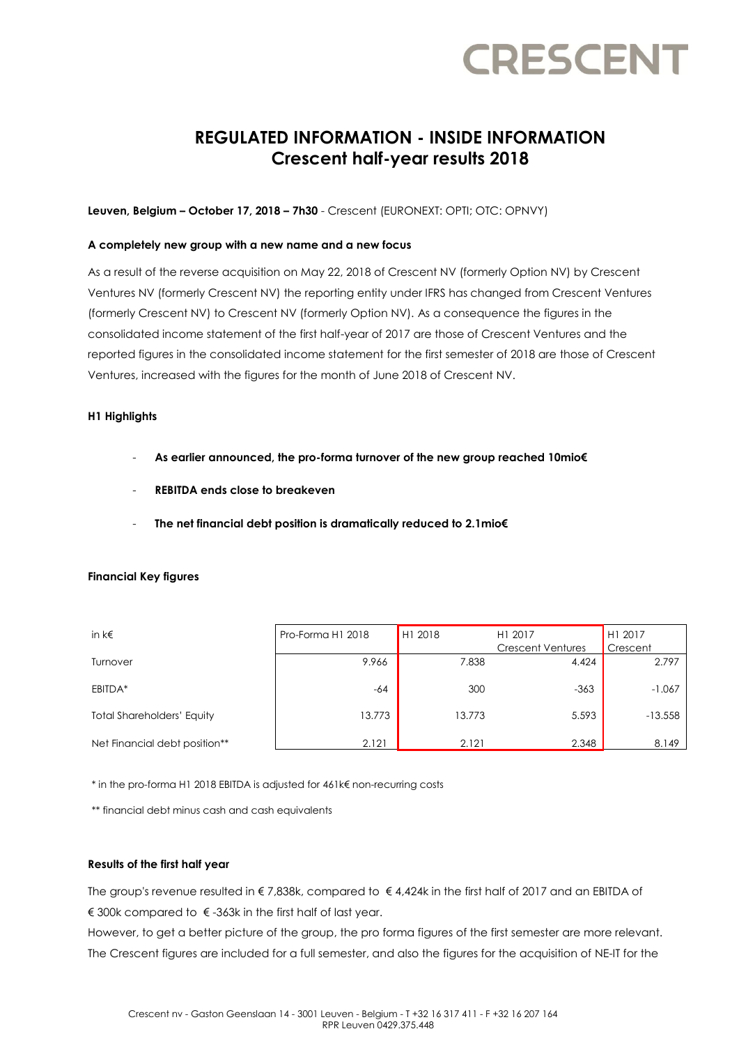# CRESCENT

## REGULATED INFORMATION - INSIDE INFORMATION
## Crescent half-year results 2018

**Leuven, Belgium – October 17, 2018 – 7h30** - Crescent (EURONEXT: OPTI; OTC: OPNVY)

**A completely new group with a new name and a new focus**

As a result of the reverse acquisition on May 22, 2018 of Crescent NV (formerly Option NV) by Crescent Ventures NV (formerly Crescent NV) the reporting entity under IFRS has changed from Crescent Ventures (formerly Crescent NV) to Crescent NV (formerly Option NV). As a consequence the figures in the consolidated income statement of the first half-year of 2017 are those of Crescent Ventures and the reported figures in the consolidated income statement for the first semester of 2018 are those of Crescent Ventures, increased with the figures for the month of June 2018 of Crescent NV.

**H1 Highlights**

- **As earlier announced, the pro-forma turnover of the new group reached 10mio€**
- **REBITDA ends close to breakeven**
- **The net financial debt position is dramatically reduced to 2.1mio€**

**Financial Key figures**

| in k€ | Pro-Forma H1 2018 | H1 2018 | H1 2017 Crescent Ventures | H1 2017 Crescent |
|---|---|---|---|---|
| Turnover | 9.966 | 7.838 | 4.424 | 2.797 |
| EBITDA* | -64 | 300 | -363 | -1.067 |
| Total Shareholders' Equity | 13.773 | 13.773 | 5.593 | -13.558 |
| Net Financial debt position** | 2.121 | 2.121 | 2.348 | 8.149 |

* in the pro-forma H1 2018 EBITDA is adjusted for 461k€ non-recurring costs

** financial debt minus cash and cash equivalents

**Results of the first half year**

The group's revenue resulted in € 7,838k, compared to € 4,424k in the first half of 2017 and an EBITDA of € 300k compared to € -363k in the first half of last year.

However, to get a better picture of the group, the pro forma figures of the first semester are more relevant. The Crescent figures are included for a full semester, and also the figures for the acquisition of NE-IT for the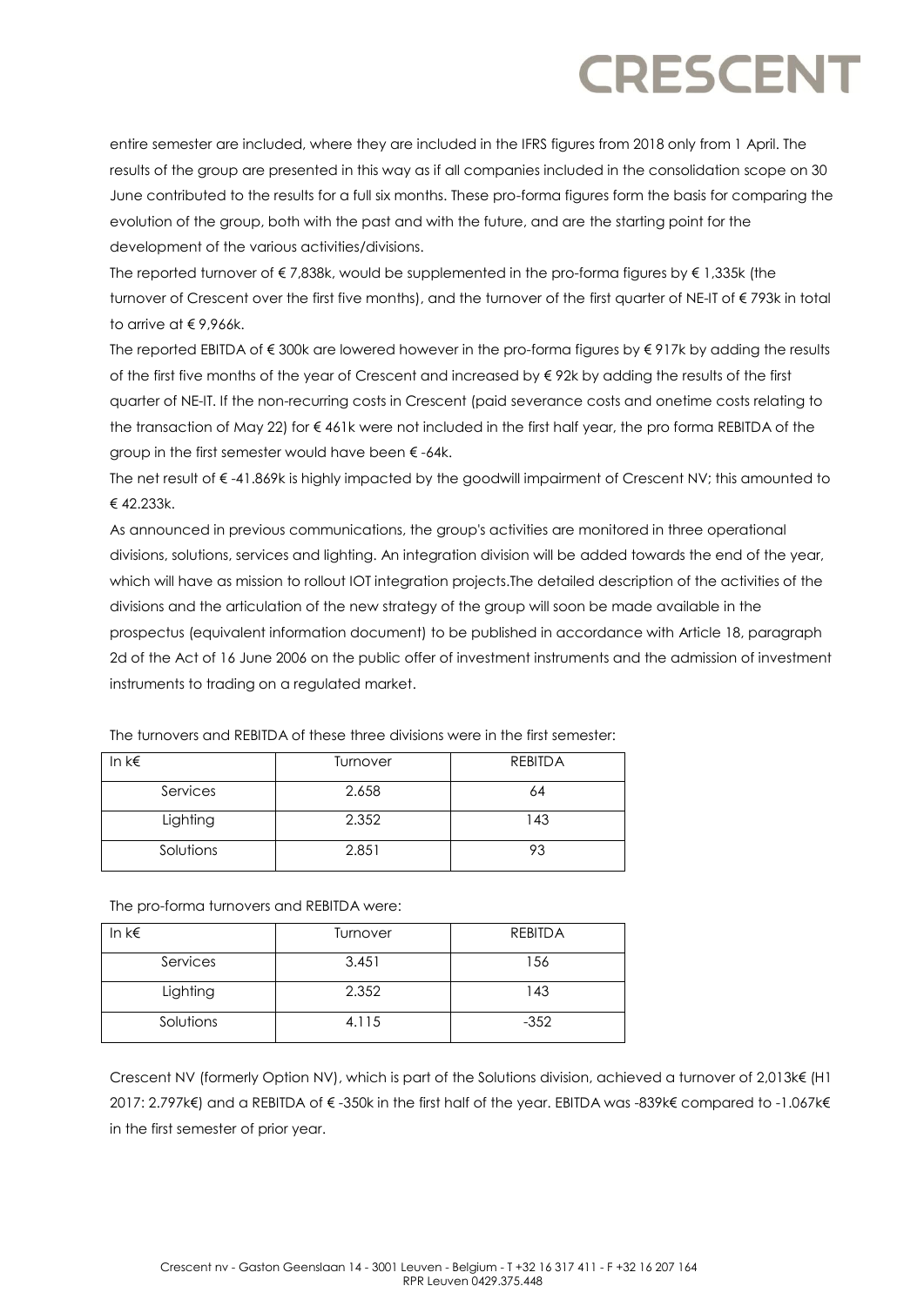entire semester are included, where they are included in the IFRS figures from 2018 only from 1 April. The results of the group are presented in this way as if all companies included in the consolidation scope on 30 June contributed to the results for a full six months. These pro-forma figures form the basis for comparing the evolution of the group, both with the past and with the future, and are the starting point for the development of the various activities/divisions.

The reported turnover of € 7,838k, would be supplemented in the pro-forma figures by € 1,335k (the turnover of Crescent over the first five months), and the turnover of the first quarter of NE-IT of € 793k in total to arrive at € 9,966k.

The reported EBITDA of € 300k are lowered however in the pro-forma figures by € 917k by adding the results of the first five months of the year of Crescent and increased by € 92k by adding the results of the first quarter of NE-IT. If the non-recurring costs in Crescent (paid severance costs and onetime costs relating to the transaction of May 22) for € 461k were not included in the first half year, the pro forma REBITDA of the group in the first semester would have been € -64k.

The net result of € -41.869k is highly impacted by the goodwill impairment of Crescent NV; this amounted to € 42.233k.

As announced in previous communications, the group's activities are monitored in three operational divisions, solutions, services and lighting. An integration division will be added towards the end of the year, which will have as mission to rollout IOT integration projects.The detailed description of the activities of the divisions and the articulation of the new strategy of the group will soon be made available in the prospectus (equivalent information document) to be published in accordance with Article 18, paragraph 2d of the Act of 16 June 2006 on the public offer of investment instruments and the admission of investment instruments to trading on a regulated market.

The turnovers and REBITDA of these three divisions were in the first semester:

| In k€ | Turnover | REBITDA |
|---|---|---|
| Services | 2.658 | 64 |
| Lighting | 2.352 | 143 |
| Solutions | 2.851 | 93 |

The pro-forma turnovers and REBITDA were:

| In k€ | Turnover | REBITDA |
|---|---|---|
| Services | 3.451 | 156 |
| Lighting | 2.352 | 143 |
| Solutions | 4.115 | -352 |

Crescent NV (formerly Option NV), which is part of the Solutions division, achieved a turnover of 2,013k€ (H1 2017: 2.797k€) and a REBITDA of € -350k in the first half of the year. EBITDA was -839k€ compared to -1.067k€ in the first semester of prior year.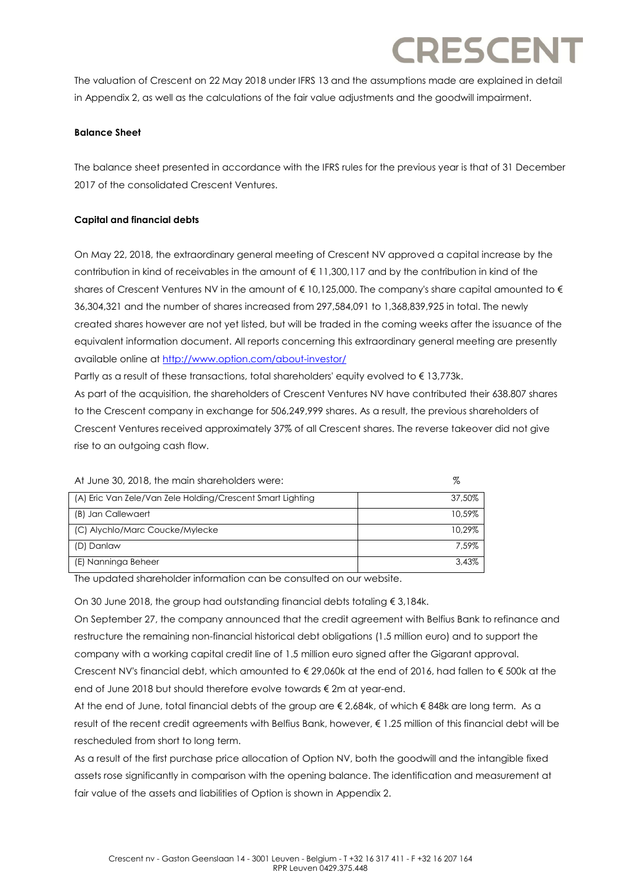The valuation of Crescent on 22 May 2018 under IFRS 13 and the assumptions made are explained in detail in Appendix 2, as well as the calculations of the fair value adjustments and the goodwill impairment.

**Balance Sheet**

The balance sheet presented in accordance with the IFRS rules for the previous year is that of 31 December 2017 of the consolidated Crescent Ventures.

**Capital and financial debts**

On May 22, 2018, the extraordinary general meeting of Crescent NV approved a capital increase by the contribution in kind of receivables in the amount of € 11,300,117 and by the contribution in kind of the shares of Crescent Ventures NV in the amount of € 10,125,000. The company's share capital amounted to € 36,304,321 and the number of shares increased from 297,584,091 to 1,368,839,925 in total. The newly created shares however are not yet listed, but will be traded in the coming weeks after the issuance of the equivalent information document. All reports concerning this extraordinary general meeting are presently available online at http://www.option.com/about-investor/

Partly as a result of these transactions, total shareholders' equity evolved to € 13,773k.

As part of the acquisition, the shareholders of Crescent Ventures NV have contributed their 638.807 shares to the Crescent company in exchange for 506,249,999 shares. As a result, the previous shareholders of Crescent Ventures received approximately 37% of all Crescent shares. The reverse takeover did not give rise to an outgoing cash flow.

| At June 30, 2018, the main shareholders were: | % |
|---|---|
| (A) Eric Van Zele/Van Zele Holding/Crescent Smart Lighting | 37,50% |
| (B) Jan Callewaert | 10,59% |
| (C) Alychlo/Marc Coucke/Mylecke | 10,29% |
| (D) Danlaw | 7,59% |
| (E) Nanninga Beheer | 3,43% |

The updated shareholder information can be consulted on our website.

On 30 June 2018, the group had outstanding financial debts totaling € 3,184k.

On September 27, the company announced that the credit agreement with Belfius Bank to refinance and restructure the remaining non-financial historical debt obligations (1.5 million euro) and to support the company with a working capital credit line of 1.5 million euro signed after the Gigarant approval.

Crescent NV's financial debt, which amounted to € 29,060k at the end of 2016, had fallen to € 500k at the end of June 2018 but should therefore evolve towards € 2m at year-end.

At the end of June, total financial debts of the group are € 2,684k, of which € 848k are long term. As a result of the recent credit agreements with Belfius Bank, however, € 1.25 million of this financial debt will be rescheduled from short to long term.

As a result of the first purchase price allocation of Option NV, both the goodwill and the intangible fixed assets rose significantly in comparison with the opening balance. The identification and measurement at fair value of the assets and liabilities of Option is shown in Appendix 2.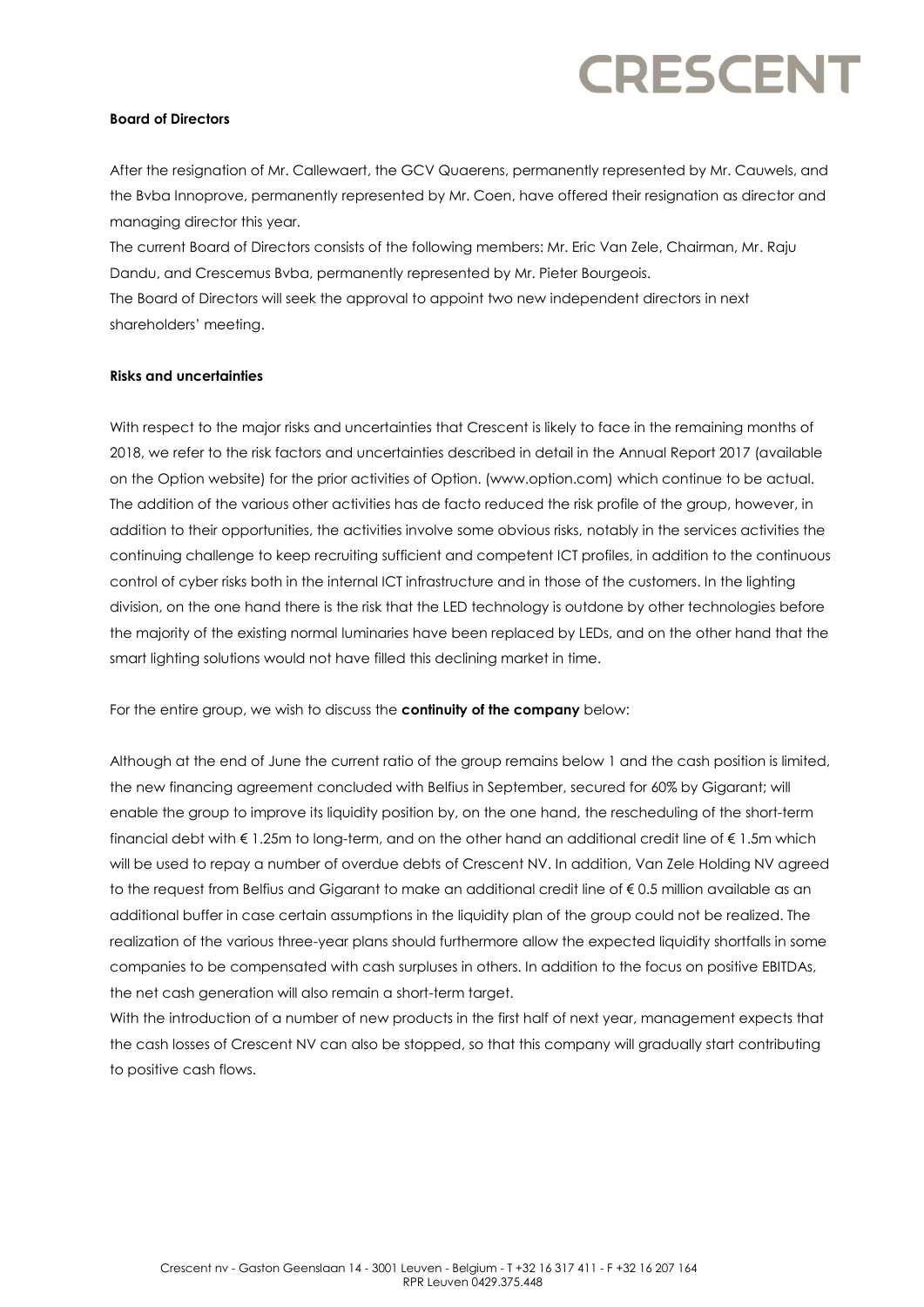**Board of Directors**

After the resignation of Mr. Callewaert, the GCV Quaerens, permanently represented by Mr. Cauwels, and the Bvba Innoprove, permanently represented by Mr. Coen, have offered their resignation as director and managing director this year.
The current Board of Directors consists of the following members: Mr. Eric Van Zele, Chairman, Mr. Raju Dandu, and Crescemus Bvba, permanently represented by Mr. Pieter Bourgeois.
The Board of Directors will seek the approval to appoint two new independent directors in next shareholders' meeting.

**Risks and uncertainties**

With respect to the major risks and uncertainties that Crescent is likely to face in the remaining months of 2018, we refer to the risk factors and uncertainties described in detail in the Annual Report 2017 (available on the Option website) for the prior activities of Option. (www.option.com) which continue to be actual. The addition of the various other activities has de facto reduced the risk profile of the group, however, in addition to their opportunities, the activities involve some obvious risks, notably in the services activities the continuing challenge to keep recruiting sufficient and competent ICT profiles, in addition to the continuous control of cyber risks both in the internal ICT infrastructure and in those of the customers. In the lighting division, on the one hand there is the risk that the LED technology is outdone by other technologies before the majority of the existing normal luminaries have been replaced by LEDs, and on the other hand that the smart lighting solutions would not have filled this declining market in time.

For the entire group, we wish to discuss the **continuity of the company** below:

Although at the end of June the current ratio of the group remains below 1 and the cash position is limited, the new financing agreement concluded with Belfius in September, secured for 60% by Gigarant; will enable the group to improve its liquidity position by, on the one hand, the rescheduling of the short-term financial debt with € 1.25m to long-term, and on the other hand an additional credit line of € 1.5m which will be used to repay a number of overdue debts of Crescent NV. In addition, Van Zele Holding NV agreed to the request from Belfius and Gigarant to make an additional credit line of € 0.5 million available as an additional buffer in case certain assumptions in the liquidity plan of the group could not be realized. The realization of the various three-year plans should furthermore allow the expected liquidity shortfalls in some companies to be compensated with cash surpluses in others. In addition to the focus on positive EBITDAs, the net cash generation will also remain a short-term target.
With the introduction of a number of new products in the first half of next year, management expects that the cash losses of Crescent NV can also be stopped, so that this company will gradually start contributing to positive cash flows.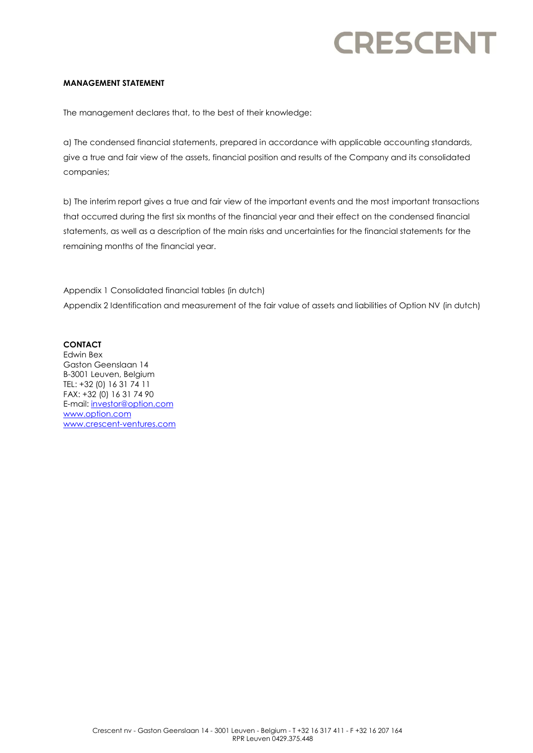**MANAGEMENT STATEMENT**

The management declares that, to the best of their knowledge:

a) The condensed financial statements, prepared in accordance with applicable accounting standards, give a true and fair view of the assets, financial position and results of the Company and its consolidated companies;

b) The interim report gives a true and fair view of the important events and the most important transactions that occurred during the first six months of the financial year and their effect on the condensed financial statements, as well as a description of the main risks and uncertainties for the financial statements for the remaining months of the financial year.

Appendix 1 Consolidated financial tables (in dutch)
Appendix 2 Identification and measurement of the fair value of assets and liabilities of Option NV (in dutch)

**CONTACT**
Edwin Bex
Gaston Geenslaan 14
B-3001 Leuven, Belgium
TEL: +32 (0) 16 31 74 11
FAX: +32 (0) 16 31 74 90
E-mail: investor@option.com
www.option.com
www.crescent-ventures.com